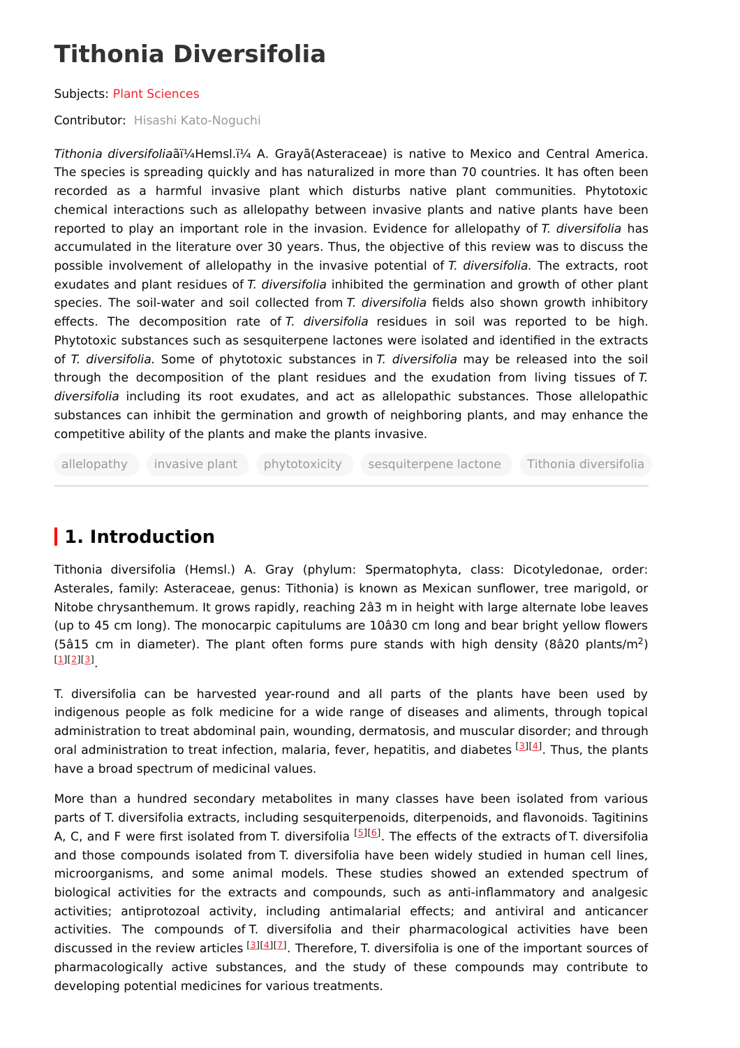# Tithonia Diversifolia

Subjects: Plant Sciences

Contributor: Hisashi Kato-Noguchi

*Tithonia diversifolia*ãï¼Hemsl.ï¼ A. Grayã(Asteraceae) is native to Mexico and Central America. The species is spreading quickly and has naturalized in more than 70 countries. It has often been recorded as a harmful invasive plant which disturbs native plant communities. Phytotoxic chemical interactions such as allelopathy between invasive plants and native plants have been reported to play an important role in the invasion. Evidence for allelopathy of *T. diversifolia* has accumulated in the literature over 30 years. Thus, the objective of this review was to discuss the possible involvement of allelopathy in the invasive potential of *T. diversifolia.* The extracts, root exudates and plant residues of *T. diversifolia* inhibited the germination and growth of other plant species. The soil-water and soil collected from *T. diversifolia* fields also shown growth inhibitory effects. The decomposition rate of *T. diversifolia* residues in soil was reported to be high. Phytotoxic substances such as sesquiterpene lactones were isolated and identified in the extracts of *T. diversifolia*. Some of phytotoxic substances in *T. diversifolia* may be released into the soil through the decomposition of the plant residues and the exudation from living tissues of *T. diversifolia* including its root exudates, and act as allelopathic substances. Those allelopathic substances can inhibit the germination and growth of neighboring plants, and may enhance the competitive ability of the plants and make the plants invasive.

allelopathy | invasive plant | phytotoxicity | sesquiterpene lactone | Tithonia diversifolia

## 1. Introduction

Tithonia diversifolia (Hemsl.) A. Gray (phylum: Spermatophyta, class: Dicotyledonae, order: Asterales, family: Asteraceae, genus: Tithonia) is known as Mexican sunflower, tree marigold, or Nitobe chrysanthemum. It grows rapidly, reaching 2â3 m in height with large alternate lobe leaves (up to 45 cm long). The monocarpic capitulums are 10â30 cm long and bear bright yellow flowers (5â15 cm in diameter). The plant often forms pure stands with high density (8â20 plants/m$^2$) [1][2][3].

T. diversifolia can be harvested year-round and all parts of the plants have been used by indigenous people as folk medicine for a wide range of diseases and aliments, through topical administration to treat abdominal pain, wounding, dermatosis, and muscular disorder; and through oral administration to treat infection, malaria, fever, hepatitis, and diabetes [3][4]. Thus, the plants have a broad spectrum of medicinal values.

More than a hundred secondary metabolites in many classes have been isolated from various parts of T. diversifolia extracts, including sesquiterpenoids, diterpenoids, and flavonoids. Tagitinins A, C, and F were first isolated from T. diversifolia [5][6]. The effects of the extracts of T. diversifolia and those compounds isolated from T. diversifolia have been widely studied in human cell lines, microorganisms, and some animal models. These studies showed an extended spectrum of biological activities for the extracts and compounds, such as anti-inflammatory and analgesic activities; antiprotozoal activity, including antimalarial effects; and antiviral and anticancer activities. The compounds of T. diversifolia and their pharmacological activities have been discussed in the review articles [3][4][7]. Therefore, T. diversifolia is one of the important sources of pharmacologically active substances, and the study of these compounds may contribute to developing potential medicines for various treatments.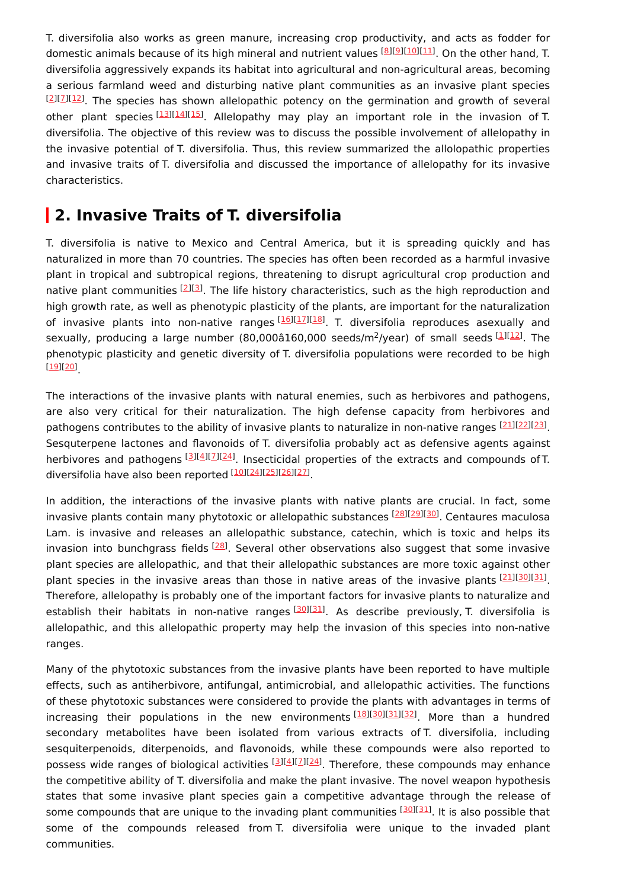T. diversifolia also works as green manure, increasing crop productivity, and acts as fodder for domestic animals because of its high mineral and nutrient values [8][9][10][11]. On the other hand, T. diversifolia aggressively expands its habitat into agricultural and non-agricultural areas, becoming a serious farmland weed and disturbing native plant communities as an invasive plant species [2][7][12]. The species has shown allelopathic potency on the germination and growth of several other plant species [13][14][15]. Allelopathy may play an important role in the invasion of T. diversifolia. The objective of this review was to discuss the possible involvement of allelopathy in the invasive potential of T. diversifolia. Thus, this review summarized the allolopathic properties and invasive traits of T. diversifolia and discussed the importance of allelopathy for its invasive characteristics.

## 2. Invasive Traits of T. diversifolia

T. diversifolia is native to Mexico and Central America, but it is spreading quickly and has naturalized in more than 70 countries. The species has often been recorded as a harmful invasive plant in tropical and subtropical regions, threatening to disrupt agricultural crop production and native plant communities [2][3]. The life history characteristics, such as the high reproduction and high growth rate, as well as phenotypic plasticity of the plants, are important for the naturalization of invasive plants into non-native ranges [16][17][18]. T. diversifolia reproduces asexually and sexually, producing a large number (80,000â160,000 seeds/m$^2$/year) of small seeds [1][12]. The phenotypic plasticity and genetic diversity of T. diversifolia populations were recorded to be high [19][20].

The interactions of the invasive plants with natural enemies, such as herbivores and pathogens, are also very critical for their naturalization. The high defense capacity from herbivores and pathogens contributes to the ability of invasive plants to naturalize in non-native ranges [21][22][23]. Sesquterpene lactones and flavonoids of T. diversifolia probably act as defensive agents against herbivores and pathogens [3][4][7][24]. Insecticidal properties of the extracts and compounds of T. diversifolia have also been reported [10][24][25][26][27].

In addition, the interactions of the invasive plants with native plants are crucial. In fact, some invasive plants contain many phytotoxic or allelopathic substances [28][29][30]. Centaures maculosa Lam. is invasive and releases an allelopathic substance, catechin, which is toxic and helps its invasion into bunchgrass fields [28]. Several other observations also suggest that some invasive plant species are allelopathic, and that their allelopathic substances are more toxic against other plant species in the invasive areas than those in native areas of the invasive plants [21][30][31]. Therefore, allelopathy is probably one of the important factors for invasive plants to naturalize and establish their habitats in non-native ranges [30][31]. As describe previously, T. diversifolia is allelopathic, and this allelopathic property may help the invasion of this species into non-native ranges.

Many of the phytotoxic substances from the invasive plants have been reported to have multiple effects, such as antiherbivore, antifungal, antimicrobial, and allelopathic activities. The functions of these phytotoxic substances were considered to provide the plants with advantages in terms of increasing their populations in the new environments [18][30][31][32]. More than a hundred secondary metabolites have been isolated from various extracts of T. diversifolia, including sesquiterpenoids, diterpenoids, and flavonoids, while these compounds were also reported to possess wide ranges of biological activities [3][4][7][24]. Therefore, these compounds may enhance the competitive ability of T. diversifolia and make the plant invasive. The novel weapon hypothesis states that some invasive plant species gain a competitive advantage through the release of some compounds that are unique to the invading plant communities [30][31]. It is also possible that some of the compounds released from T. diversifolia were unique to the invaded plant communities.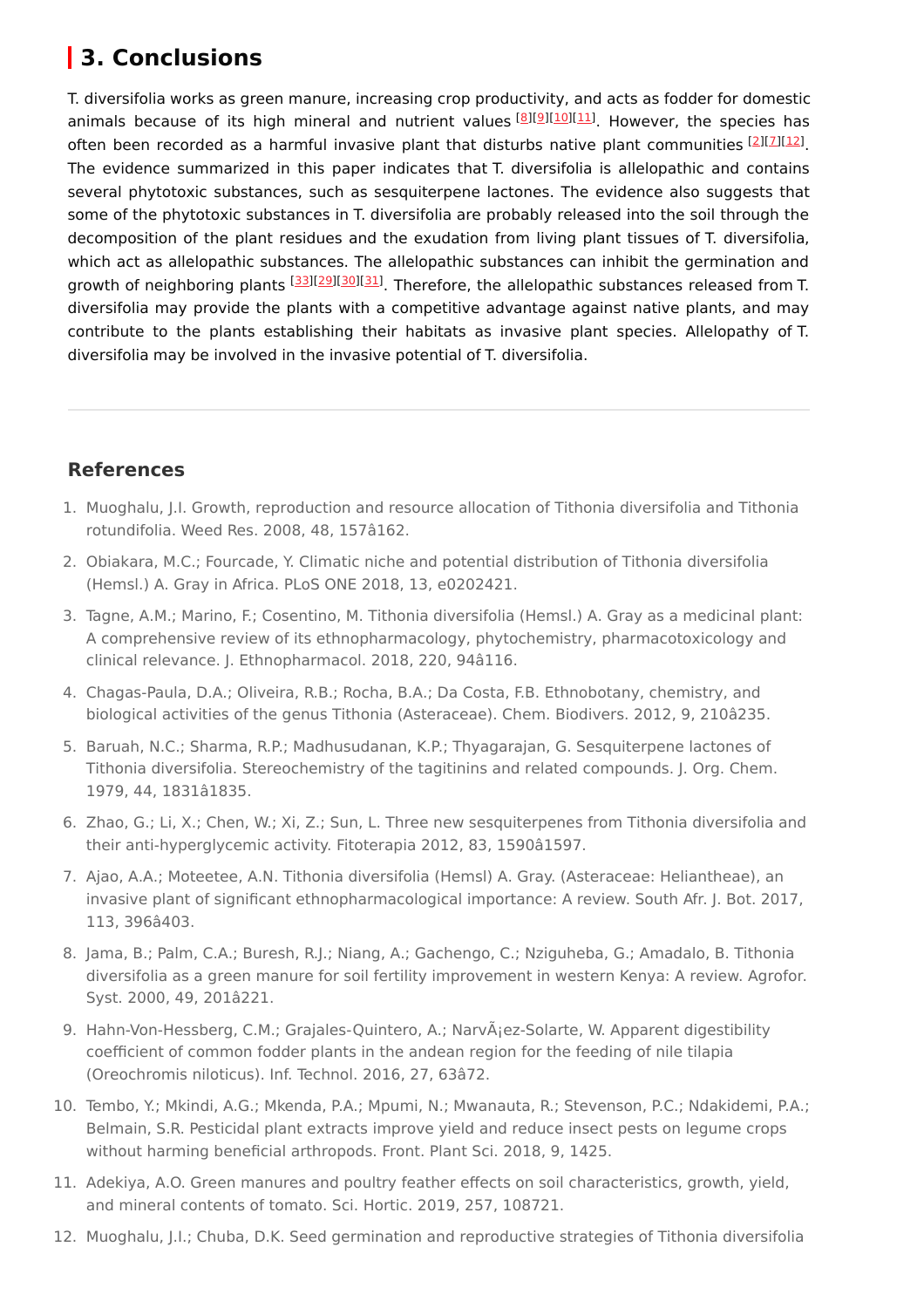## 3. Conclusions

T. diversifolia works as green manure, increasing crop productivity, and acts as fodder for domestic animals because of its high mineral and nutrient values [8][9][10][11]. However, the species has often been recorded as a harmful invasive plant that disturbs native plant communities [2][7][12]. The evidence summarized in this paper indicates that T. diversifolia is allelopathic and contains several phytotoxic substances, such as sesquiterpene lactones. The evidence also suggests that some of the phytotoxic substances in T. diversifolia are probably released into the soil through the decomposition of the plant residues and the exudation from living plant tissues of T. diversifolia, which act as allelopathic substances. The allelopathic substances can inhibit the germination and growth of neighboring plants [33][29][30][31]. Therefore, the allelopathic substances released from T. diversifolia may provide the plants with a competitive advantage against native plants, and may contribute to the plants establishing their habitats as invasive plant species. Allelopathy of T. diversifolia may be involved in the invasive potential of T. diversifolia.

---

### References

1. Muoghalu, J.I. Growth, reproduction and resource allocation of Tithonia diversifolia and Tithonia rotundifolia. Weed Res. 2008, 48, 157â162.
2. Obiakara, M.C.; Fourcade, Y. Climatic niche and potential distribution of Tithonia diversifolia (Hemsl.) A. Gray in Africa. PLoS ONE 2018, 13, e0202421.
3. Tagne, A.M.; Marino, F.; Cosentino, M. Tithonia diversifolia (Hemsl.) A. Gray as a medicinal plant: A comprehensive review of its ethnopharmacology, phytochemistry, pharmacotoxicology and clinical relevance. J. Ethnopharmacol. 2018, 220, 94â116.
4. Chagas-Paula, D.A.; Oliveira, R.B.; Rocha, B.A.; Da Costa, F.B. Ethnobotany, chemistry, and biological activities of the genus Tithonia (Asteraceae). Chem. Biodivers. 2012, 9, 210â235.
5. Baruah, N.C.; Sharma, R.P.; Madhusudanan, K.P.; Thyagarajan, G. Sesquiterpene lactones of Tithonia diversifolia. Stereochemistry of the tagitinins and related compounds. J. Org. Chem. 1979, 44, 1831â1835.
6. Zhao, G.; Li, X.; Chen, W.; Xi, Z.; Sun, L. Three new sesquiterpenes from Tithonia diversifolia and their anti-hyperglycemic activity. Fitoterapia 2012, 83, 1590â1597.
7. Ajao, A.A.; Moteetee, A.N. Tithonia diversifolia (Hemsl) A. Gray. (Asteraceae: Heliantheae), an invasive plant of significant ethnopharmacological importance: A review. South Afr. J. Bot. 2017, 113, 396â403.
8. Jama, B.; Palm, C.A.; Buresh, R.J.; Niang, A.; Gachengo, C.; Nziguheba, G.; Amadalo, B. Tithonia diversifolia as a green manure for soil fertility improvement in western Kenya: A review. Agrofor. Syst. 2000, 49, 201â221.
9. Hahn-Von-Hessberg, C.M.; Grajales-Quintero, A.; NarvÃ¡ez-Solarte, W. Apparent digestibility coefficient of common fodder plants in the andean region for the feeding of nile tilapia (Oreochromis niloticus). Inf. Technol. 2016, 27, 63â72.
10. Tembo, Y.; Mkindi, A.G.; Mkenda, P.A.; Mpumi, N.; Mwanauta, R.; Stevenson, P.C.; Ndakidemi, P.A.; Belmain, S.R. Pesticidal plant extracts improve yield and reduce insect pests on legume crops without harming beneficial arthropods. Front. Plant Sci. 2018, 9, 1425.
11. Adekiya, A.O. Green manures and poultry feather effects on soil characteristics, growth, yield, and mineral contents of tomato. Sci. Hortic. 2019, 257, 108721.
12. Muoghalu, J.I.; Chuba, D.K. Seed germination and reproductive strategies of Tithonia diversifolia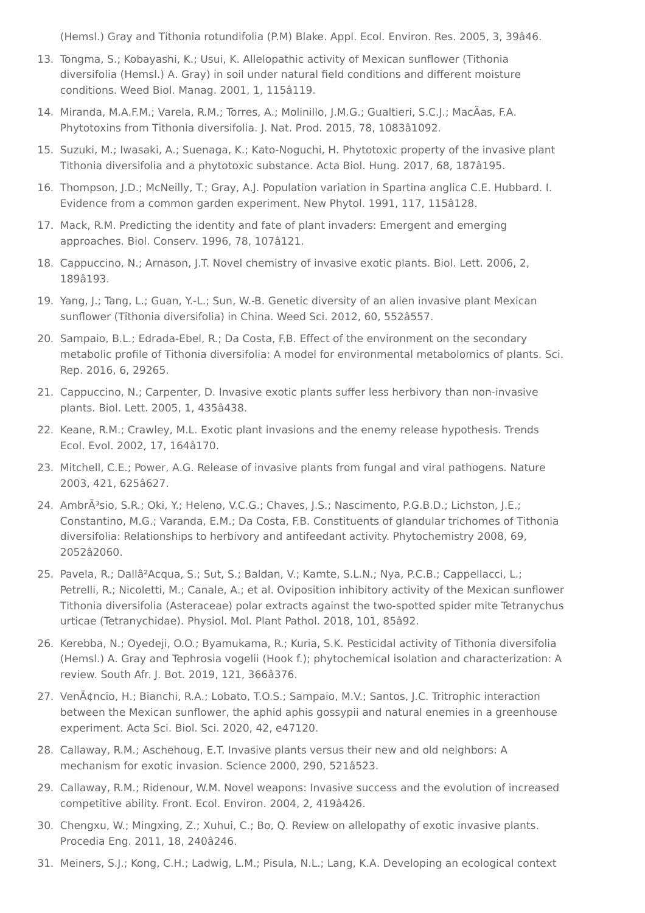(Hemsl.) Gray and Tithonia rotundifolia (P.M) Blake. Appl. Ecol. Environ. Res. 2005, 3, 39â46.

13. Tongma, S.; Kobayashi, K.; Usui, K. Allelopathic activity of Mexican sunflower (Tithonia diversifolia (Hemsl.) A. Gray) in soil under natural field conditions and different moisture conditions. Weed Biol. Manag. 2001, 1, 115â119.
14. Miranda, M.A.F.M.; Varela, R.M.; Torres, A.; Molinillo, J.M.G.; Gualtieri, S.C.J.; MacÃas, F.A. Phytotoxins from Tithonia diversifolia. J. Nat. Prod. 2015, 78, 1083â1092.
15. Suzuki, M.; Iwasaki, A.; Suenaga, K.; Kato-Noguchi, H. Phytotoxic property of the invasive plant Tithonia diversifolia and a phytotoxic substance. Acta Biol. Hung. 2017, 68, 187â195.
16. Thompson, J.D.; McNeilly, T.; Gray, A.J. Population variation in Spartina anglica C.E. Hubbard. I. Evidence from a common garden experiment. New Phytol. 1991, 117, 115â128.
17. Mack, R.M. Predicting the identity and fate of plant invaders: Emergent and emerging approaches. Biol. Conserv. 1996, 78, 107â121.
18. Cappuccino, N.; Arnason, J.T. Novel chemistry of invasive exotic plants. Biol. Lett. 2006, 2, 189â193.
19. Yang, J.; Tang, L.; Guan, Y.-L.; Sun, W.-B. Genetic diversity of an alien invasive plant Mexican sunflower (Tithonia diversifolia) in China. Weed Sci. 2012, 60, 552â557.
20. Sampaio, B.L.; Edrada-Ebel, R.; Da Costa, F.B. Effect of the environment on the secondary metabolic profile of Tithonia diversifolia: A model for environmental metabolomics of plants. Sci. Rep. 2016, 6, 29265.
21. Cappuccino, N.; Carpenter, D. Invasive exotic plants suffer less herbivory than non-invasive plants. Biol. Lett. 2005, 1, 435â438.
22. Keane, R.M.; Crawley, M.L. Exotic plant invasions and the enemy release hypothesis. Trends Ecol. Evol. 2002, 17, 164â170.
23. Mitchell, C.E.; Power, A.G. Release of invasive plants from fungal and viral pathogens. Nature 2003, 421, 625â627.
24. AmbrÃ³sio, S.R.; Oki, Y.; Heleno, V.C.G.; Chaves, J.S.; Nascimento, P.G.B.D.; Lichston, J.E.; Constantino, M.G.; Varanda, E.M.; Da Costa, F.B. Constituents of glandular trichomes of Tithonia diversifolia: Relationships to herbivory and antifeedant activity. Phytochemistry 2008, 69, 2052â2060.
25. Pavela, R.; Dallâ²Acqua, S.; Sut, S.; Baldan, V.; Kamte, S.L.N.; Nya, P.C.B.; Cappellacci, L.; Petrelli, R.; Nicoletti, M.; Canale, A.; et al. Oviposition inhibitory activity of the Mexican sunflower Tithonia diversifolia (Asteraceae) polar extracts against the two-spotted spider mite Tetranychus urticae (Tetranychidae). Physiol. Mol. Plant Pathol. 2018, 101, 85â92.
26. Kerebba, N.; Oyedeji, O.O.; Byamukama, R.; Kuria, S.K. Pesticidal activity of Tithonia diversifolia (Hemsl.) A. Gray and Tephrosia vogelii (Hook f.); phytochemical isolation and characterization: A review. South Afr. J. Bot. 2019, 121, 366â376.
27. VenÃ¢ncio, H.; Bianchi, R.A.; Lobato, T.O.S.; Sampaio, M.V.; Santos, J.C. Tritrophic interaction between the Mexican sunflower, the aphid aphis gossypii and natural enemies in a greenhouse experiment. Acta Sci. Biol. Sci. 2020, 42, e47120.
28. Callaway, R.M.; Aschehoug, E.T. Invasive plants versus their new and old neighbors: A mechanism for exotic invasion. Science 2000, 290, 521â523.
29. Callaway, R.M.; Ridenour, W.M. Novel weapons: Invasive success and the evolution of increased competitive ability. Front. Ecol. Environ. 2004, 2, 419â426.
30. Chengxu, W.; Mingxing, Z.; Xuhui, C.; Bo, Q. Review on allelopathy of exotic invasive plants. Procedia Eng. 2011, 18, 240â246.
31. Meiners, S.J.; Kong, C.H.; Ladwig, L.M.; Pisula, N.L.; Lang, K.A. Developing an ecological context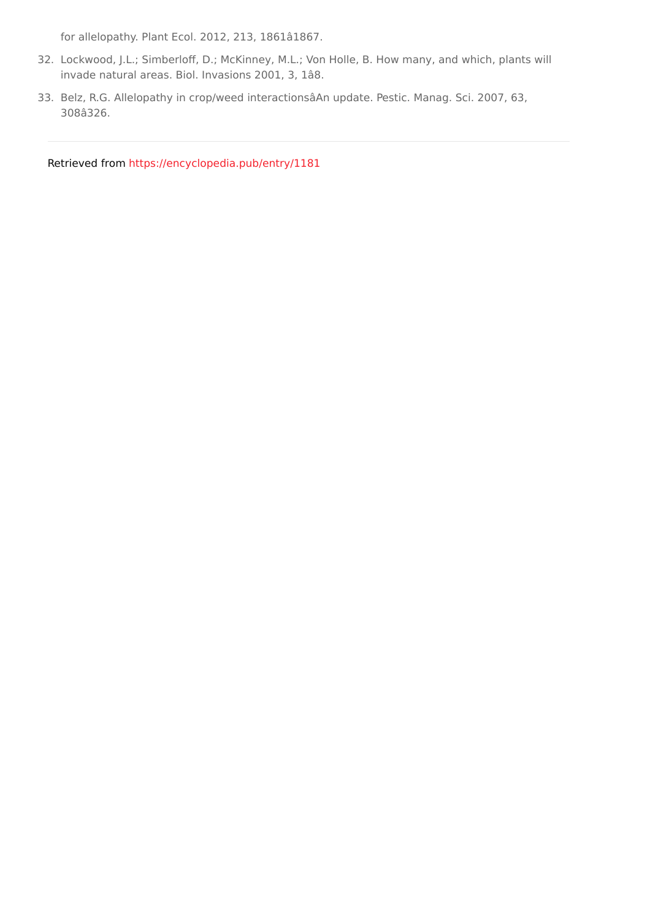for allelopathy. Plant Ecol. 2012, 213, 1861â1867.

32. Lockwood, J.L.; Simberloff, D.; McKinney, M.L.; Von Holle, B. How many, and which, plants will invade natural areas. Biol. Invasions 2001, 3, 1â8.
33. Belz, R.G. Allelopathy in crop/weed interactionsâAn update. Pestic. Manag. Sci. 2007, 63, 308â326.

---

Retrieved from https://encyclopedia.pub/entry/1181